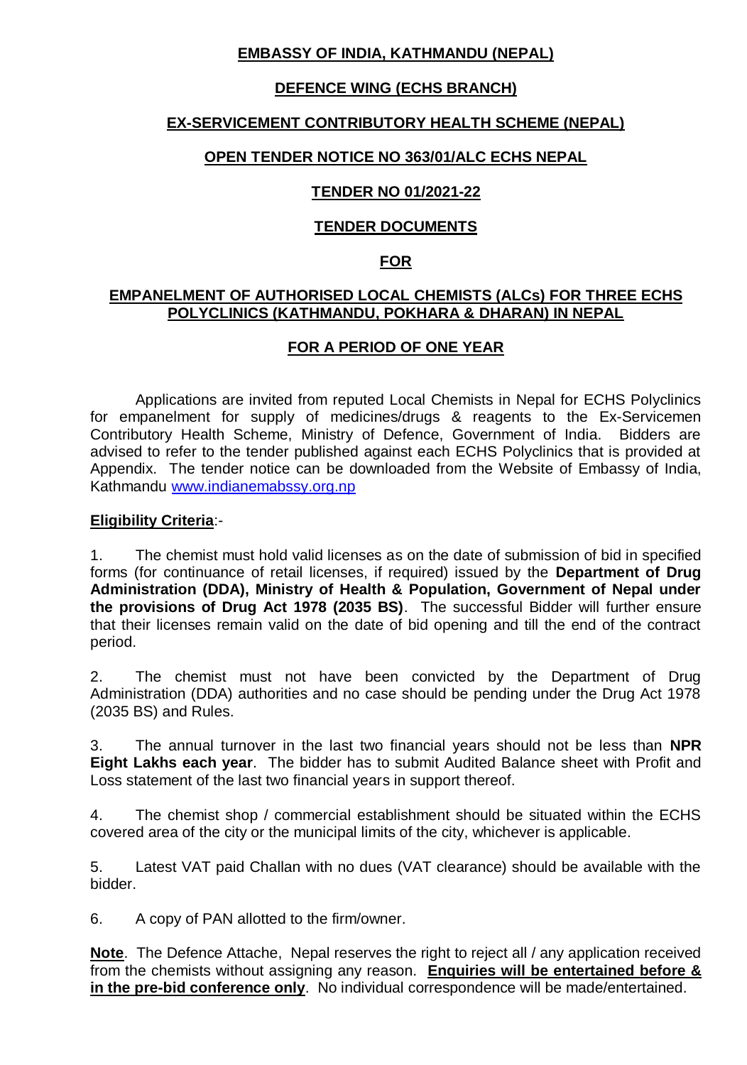**EMBASSY OF INDIA, KATHMANDU (NEPAL)**

**DEFENCE WING (ECHS BRANCH)**

**EX-SERVICEMENT CONTRIBUTORY HEALTH SCHEME (NEPAL)**

**OPEN TENDER NOTICE NO 363/01/ALC ECHS NEPAL**

**TENDER NO 01/2021-22**

**TENDER DOCUMENTS**

**FOR**

**EMPANELMENT OF AUTHORISED LOCAL CHEMISTS (ALCs) FOR THREE ECHS POLYCLINICS (KATHMANDU, POKHARA & DHARAN) IN NEPAL**

**FOR A PERIOD OF ONE YEAR**

Applications are invited from reputed Local Chemists in Nepal for ECHS Polyclinics for empanelment for supply of medicines/drugs & reagents to the Ex-Servicemen Contributory Health Scheme, Ministry of Defence, Government of India. Bidders are advised to refer to the tender published against each ECHS Polyclinics that is provided at Appendix. The tender notice can be downloaded from the Website of Embassy of India, Kathmandu www.indianemabssy.org.np

**Eligibility Criteria**:-

1. The chemist must hold valid licenses as on the date of submission of bid in specified forms (for continuance of retail licenses, if required) issued by the **Department of Drug Administration (DDA), Ministry of Health & Population, Government of Nepal under the provisions of Drug Act 1978 (2035 BS)**. The successful Bidder will further ensure that their licenses remain valid on the date of bid opening and till the end of the contract period.

2. The chemist must not have been convicted by the Department of Drug Administration (DDA) authorities and no case should be pending under the Drug Act 1978 (2035 BS) and Rules.

3. The annual turnover in the last two financial years should not be less than **NPR Eight Lakhs each year**. The bidder has to submit Audited Balance sheet with Profit and Loss statement of the last two financial years in support thereof.

4. The chemist shop / commercial establishment should be situated within the ECHS covered area of the city or the municipal limits of the city, whichever is applicable.

5. Latest VAT paid Challan with no dues (VAT clearance) should be available with the bidder.

6. A copy of PAN allotted to the firm/owner.

**Note**. The Defence Attache, Nepal reserves the right to reject all / any application received from the chemists without assigning any reason. **Enquiries will be entertained before & in the pre-bid conference only**. No individual correspondence will be made/entertained.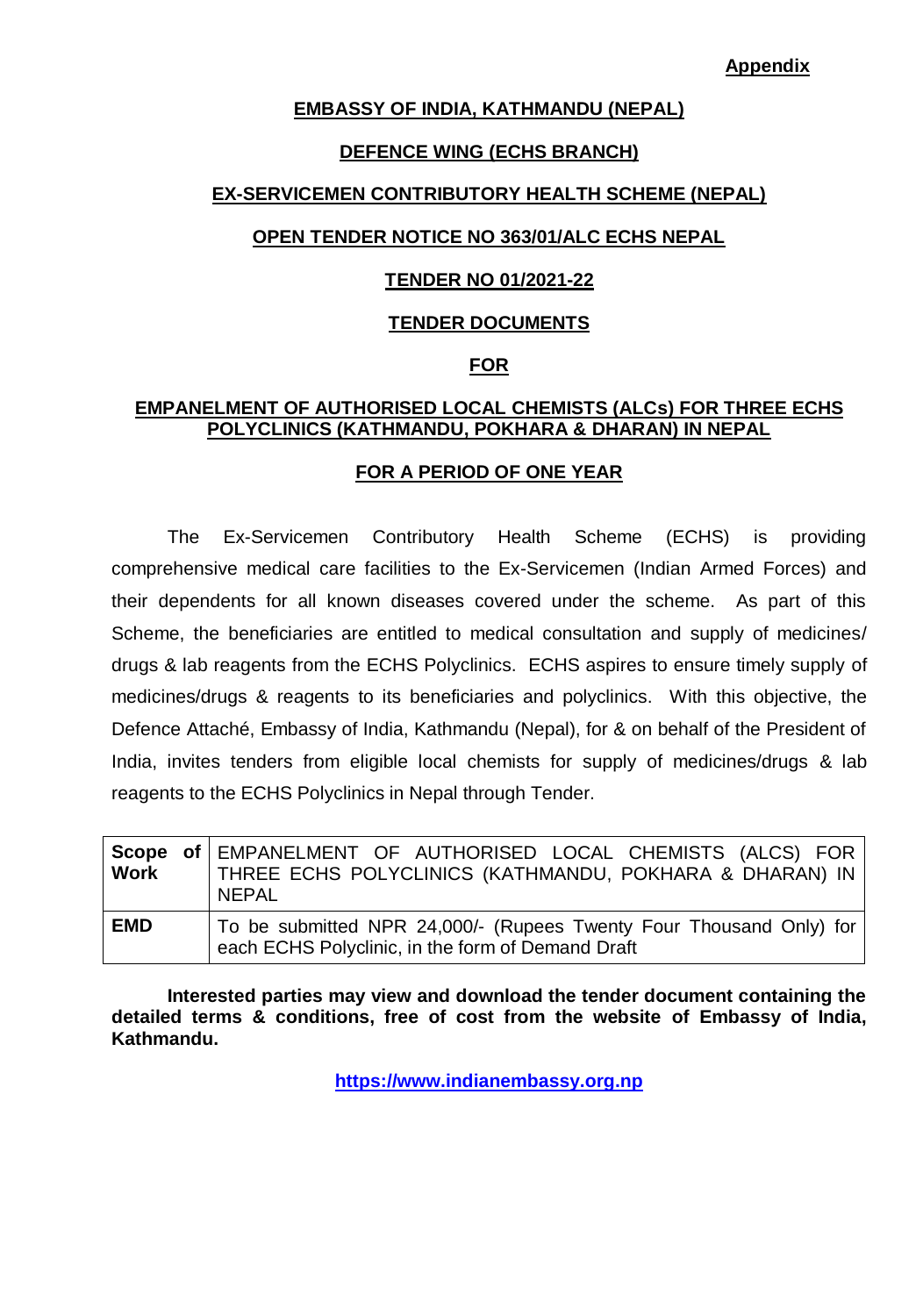**Appendix**

**EMBASSY OF INDIA, KATHMANDU (NEPAL)**

**DEFENCE WING (ECHS BRANCH)**

**EX-SERVICEMEN CONTRIBUTORY HEALTH SCHEME (NEPAL)**

**OPEN TENDER NOTICE NO 363/01/ALC ECHS NEPAL**

**TENDER NO 01/2021-22**

**TENDER DOCUMENTS**

**FOR**

**EMPANELMENT OF AUTHORISED LOCAL CHEMISTS (ALCs) FOR THREE ECHS POLYCLINICS (KATHMANDU, POKHARA & DHARAN) IN NEPAL**

**FOR A PERIOD OF ONE YEAR**

The Ex-Servicemen Contributory Health Scheme (ECHS) is providing comprehensive medical care facilities to the Ex-Servicemen (Indian Armed Forces) and their dependents for all known diseases covered under the scheme. As part of this Scheme, the beneficiaries are entitled to medical consultation and supply of medicines/ drugs & lab reagents from the ECHS Polyclinics. ECHS aspires to ensure timely supply of medicines/drugs & reagents to its beneficiaries and polyclinics. With this objective, the Defence Attaché, Embassy of India, Kathmandu (Nepal), for & on behalf of the President of India, invites tenders from eligible local chemists for supply of medicines/drugs & lab reagents to the ECHS Polyclinics in Nepal through Tender.

| **Scope of Work** | EMPANELMENT OF AUTHORISED LOCAL CHEMISTS (ALCS) FOR THREE ECHS POLYCLINICS (KATHMANDU, POKHARA & DHARAN) IN NEPAL |
|---|---|
| **EMD** | To be submitted NPR 24,000/- (Rupees Twenty Four Thousand Only) for each ECHS Polyclinic, in the form of Demand Draft |

**Interested parties may view and download the tender document containing the detailed terms & conditions, free of cost from the website of Embassy of India, Kathmandu.**

**https://www.indianembassy.org.np**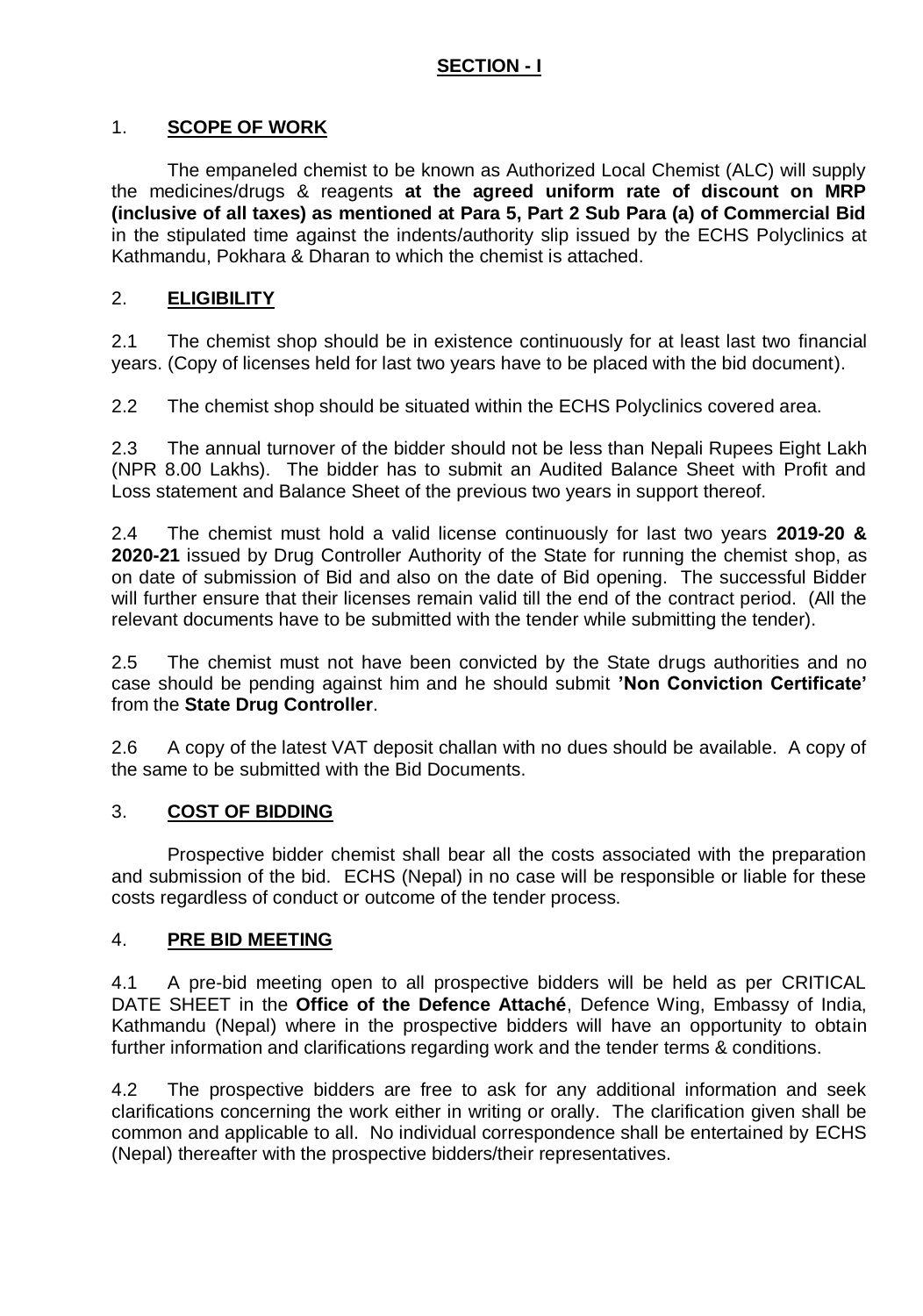## SECTION - I

### 1. SCOPE OF WORK

The empaneled chemist to be known as Authorized Local Chemist (ALC) will supply the medicines/drugs & reagents **at the agreed uniform rate of discount on MRP (inclusive of all taxes) as mentioned at Para 5, Part 2 Sub Para (a) of Commercial Bid** in the stipulated time against the indents/authority slip issued by the ECHS Polyclinics at Kathmandu, Pokhara & Dharan to which the chemist is attached.

### 2. ELIGIBILITY

2.1 The chemist shop should be in existence continuously for at least last two financial years. (Copy of licenses held for last two years have to be placed with the bid document).

2.2 The chemist shop should be situated within the ECHS Polyclinics covered area.

2.3 The annual turnover of the bidder should not be less than Nepali Rupees Eight Lakh (NPR 8.00 Lakhs). The bidder has to submit an Audited Balance Sheet with Profit and Loss statement and Balance Sheet of the previous two years in support thereof.

2.4 The chemist must hold a valid license continuously for last two years **2019-20 & 2020-21** issued by Drug Controller Authority of the State for running the chemist shop, as on date of submission of Bid and also on the date of Bid opening. The successful Bidder will further ensure that their licenses remain valid till the end of the contract period. (All the relevant documents have to be submitted with the tender while submitting the tender).

2.5 The chemist must not have been convicted by the State drugs authorities and no case should be pending against him and he should submit **'Non Conviction Certificate'** from the **State Drug Controller**.

2.6 A copy of the latest VAT deposit challan with no dues should be available. A copy of the same to be submitted with the Bid Documents.

### 3. COST OF BIDDING

Prospective bidder chemist shall bear all the costs associated with the preparation and submission of the bid. ECHS (Nepal) in no case will be responsible or liable for these costs regardless of conduct or outcome of the tender process.

### 4. PRE BID MEETING

4.1 A pre-bid meeting open to all prospective bidders will be held as per CRITICAL DATE SHEET in the **Office of the Defence Attaché**, Defence Wing, Embassy of India, Kathmandu (Nepal) where in the prospective bidders will have an opportunity to obtain further information and clarifications regarding work and the tender terms & conditions.

4.2 The prospective bidders are free to ask for any additional information and seek clarifications concerning the work either in writing or orally. The clarification given shall be common and applicable to all. No individual correspondence shall be entertained by ECHS (Nepal) thereafter with the prospective bidders/their representatives.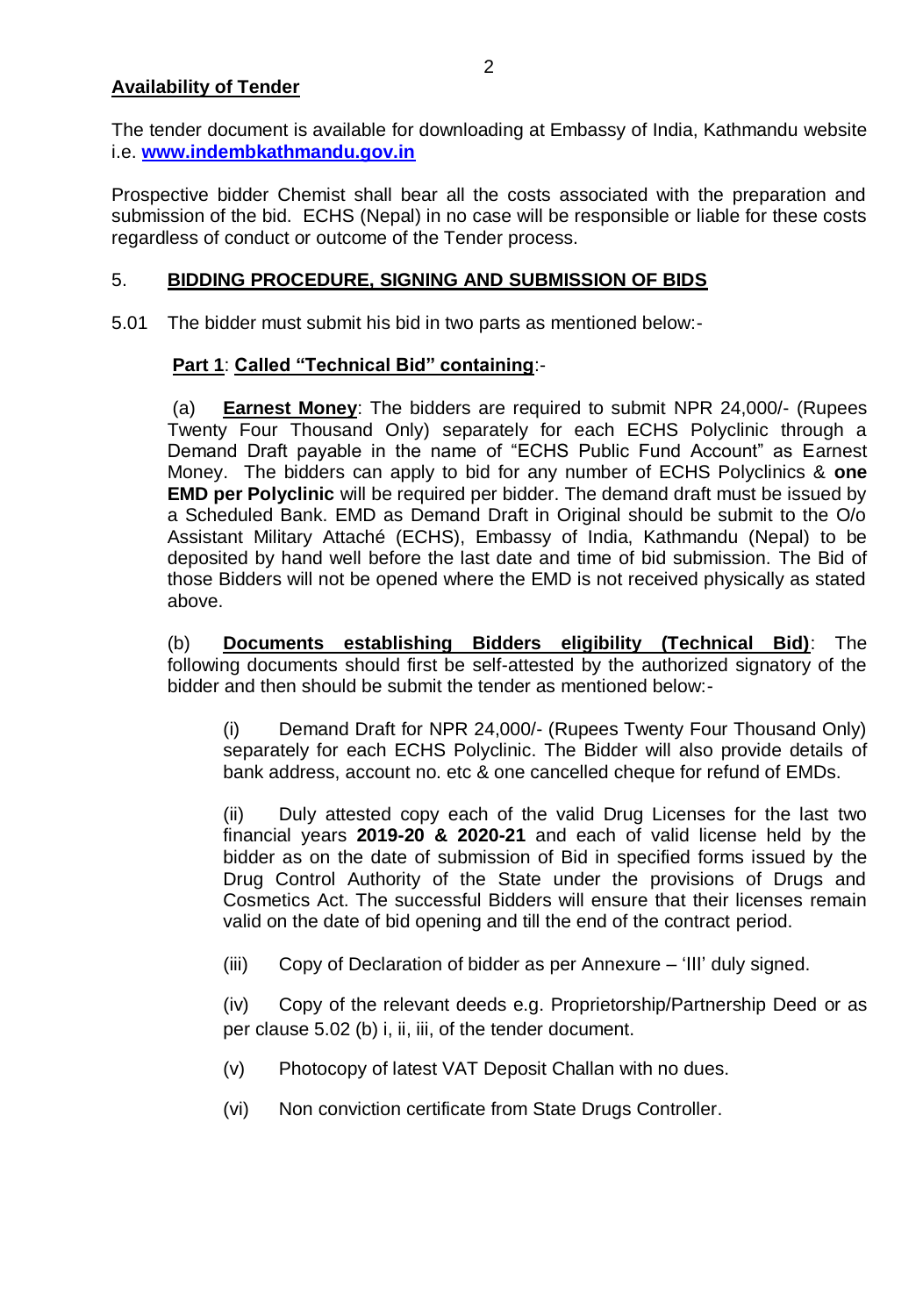**Availability of Tender**

The tender document is available for downloading at Embassy of India, Kathmandu website i.e. **www.indembkathmandu.gov.in**

Prospective bidder Chemist shall bear all the costs associated with the preparation and submission of the bid. ECHS (Nepal) in no case will be responsible or liable for these costs regardless of conduct or outcome of the Tender process.

5. **BIDDING PROCEDURE, SIGNING AND SUBMISSION OF BIDS**

5.01 The bidder must submit his bid in two parts as mentioned below:-

**Part 1**: **Called "Technical Bid" containing**:-

(a) **Earnest Money**: The bidders are required to submit NPR 24,000/- (Rupees Twenty Four Thousand Only) separately for each ECHS Polyclinic through a Demand Draft payable in the name of "ECHS Public Fund Account" as Earnest Money. The bidders can apply to bid for any number of ECHS Polyclinics & **one EMD per Polyclinic** will be required per bidder. The demand draft must be issued by a Scheduled Bank. EMD as Demand Draft in Original should be submit to the O/o Assistant Military Attaché (ECHS), Embassy of India, Kathmandu (Nepal) to be deposited by hand well before the last date and time of bid submission. The Bid of those Bidders will not be opened where the EMD is not received physically as stated above.

(b) **Documents establishing Bidders eligibility (Technical Bid)**: The following documents should first be self-attested by the authorized signatory of the bidder and then should be submit the tender as mentioned below:-

(i) Demand Draft for NPR 24,000/- (Rupees Twenty Four Thousand Only) separately for each ECHS Polyclinic. The Bidder will also provide details of bank address, account no. etc & one cancelled cheque for refund of EMDs.

(ii) Duly attested copy each of the valid Drug Licenses for the last two financial years **2019-20 & 2020-21** and each of valid license held by the bidder as on the date of submission of Bid in specified forms issued by the Drug Control Authority of the State under the provisions of Drugs and Cosmetics Act. The successful Bidders will ensure that their licenses remain valid on the date of bid opening and till the end of the contract period.

(iii) Copy of Declaration of bidder as per Annexure – 'III' duly signed.

(iv) Copy of the relevant deeds e.g. Proprietorship/Partnership Deed or as per clause 5.02 (b) i, ii, iii, of the tender document.

(v) Photocopy of latest VAT Deposit Challan with no dues.

(vi) Non conviction certificate from State Drugs Controller.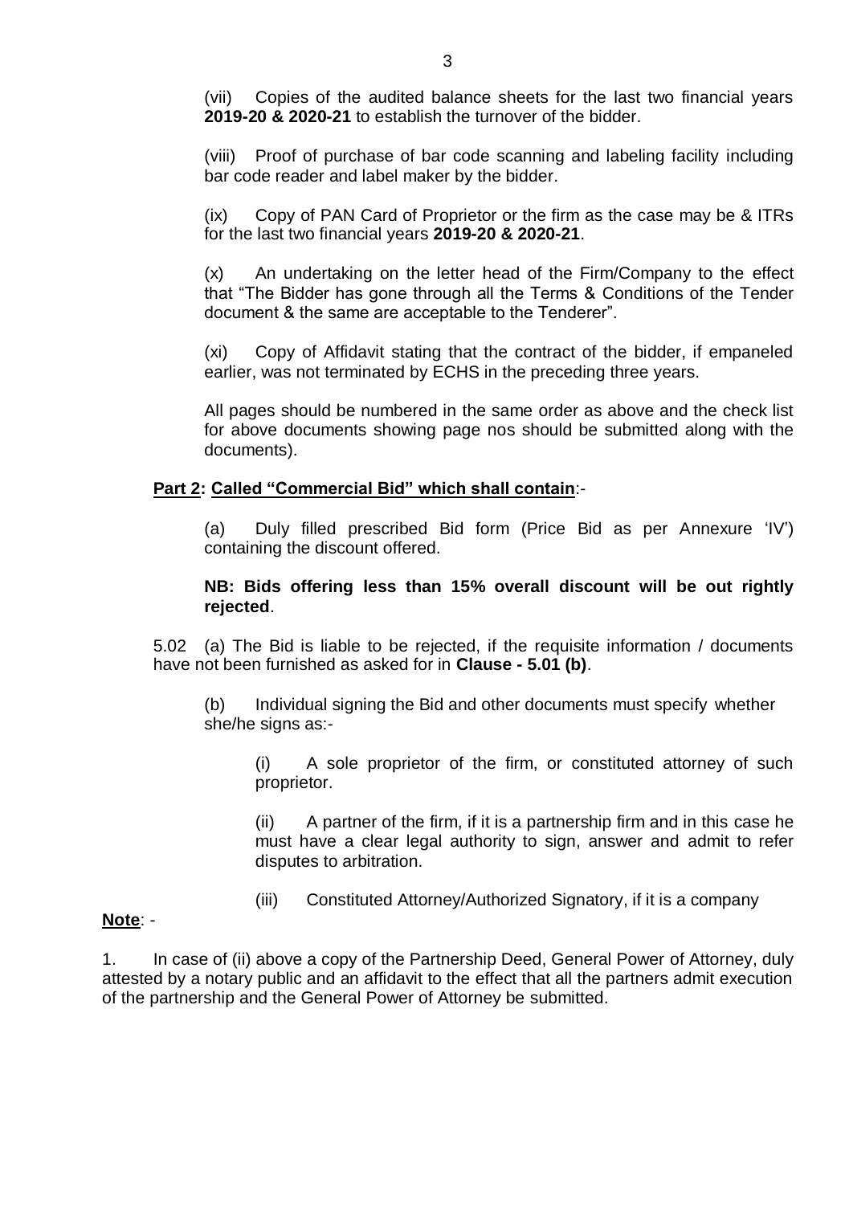(vii) Copies of the audited balance sheets for the last two financial years **2019-20 & 2020-21** to establish the turnover of the bidder.

(viii) Proof of purchase of bar code scanning and labeling facility including bar code reader and label maker by the bidder.

(ix) Copy of PAN Card of Proprietor or the firm as the case may be & ITRs for the last two financial years **2019-20 & 2020-21**.

(x) An undertaking on the letter head of the Firm/Company to the effect that "The Bidder has gone through all the Terms & Conditions of the Tender document & the same are acceptable to the Tenderer".

(xi) Copy of Affidavit stating that the contract of the bidder, if empaneled earlier, was not terminated by ECHS in the preceding three years.

All pages should be numbered in the same order as above and the check list for above documents showing page nos should be submitted along with the documents).

**Part 2: Called "Commercial Bid" which shall contain**:-

(a) Duly filled prescribed Bid form (Price Bid as per Annexure 'IV') containing the discount offered.

**NB: Bids offering less than 15% overall discount will be out rightly rejected**.

5.02 (a) The Bid is liable to be rejected, if the requisite information / documents have not been furnished as asked for in **Clause - 5.01 (b)**.

(b) Individual signing the Bid and other documents must specify whether she/he signs as:-

(i) A sole proprietor of the firm, or constituted attorney of such proprietor.

(ii) A partner of the firm, if it is a partnership firm and in this case he must have a clear legal authority to sign, answer and admit to refer disputes to arbitration.

(iii) Constituted Attorney/Authorized Signatory, if it is a company

**Note**: -

1. In case of (ii) above a copy of the Partnership Deed, General Power of Attorney, duly attested by a notary public and an affidavit to the effect that all the partners admit execution of the partnership and the General Power of Attorney be submitted.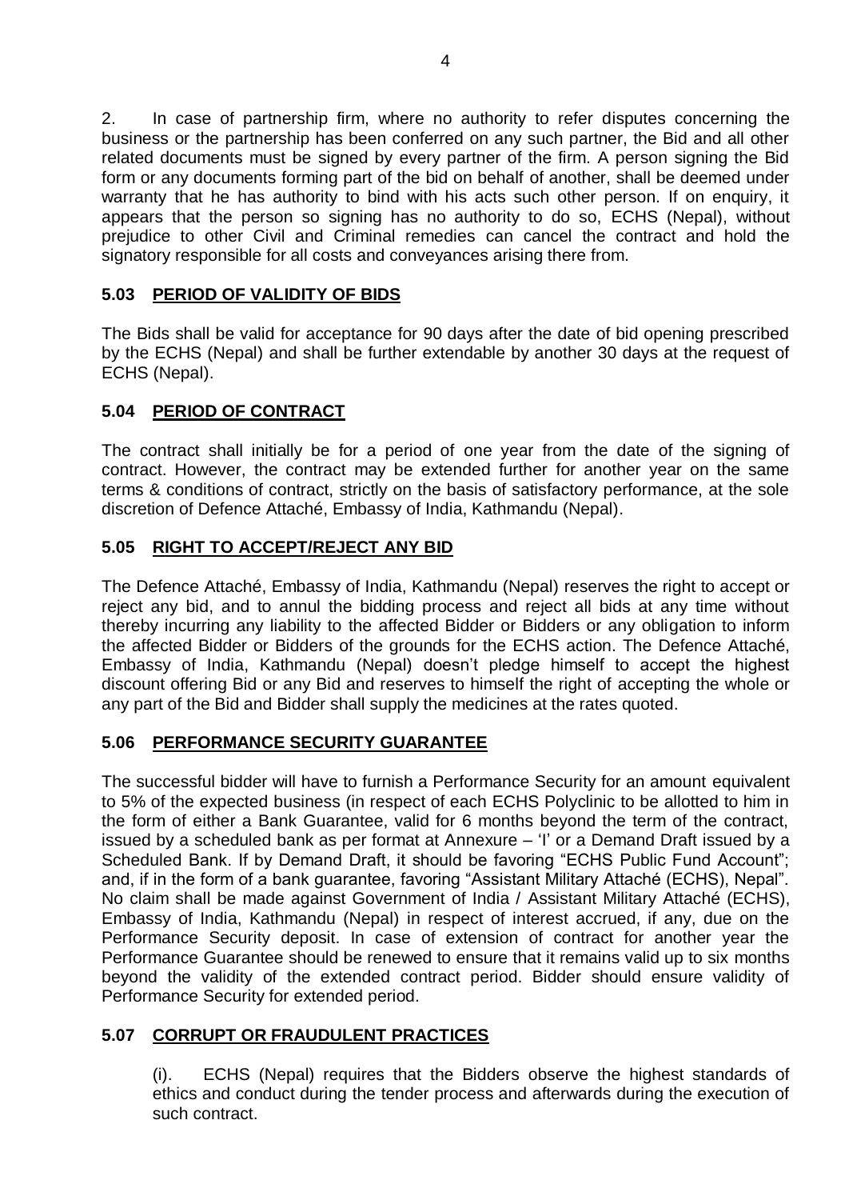2. In case of partnership firm, where no authority to refer disputes concerning the business or the partnership has been conferred on any such partner, the Bid and all other related documents must be signed by every partner of the firm. A person signing the Bid form or any documents forming part of the bid on behalf of another, shall be deemed under warranty that he has authority to bind with his acts such other person. If on enquiry, it appears that the person so signing has no authority to do so, ECHS (Nepal), without prejudice to other Civil and Criminal remedies can cancel the contract and hold the signatory responsible for all costs and conveyances arising there from.

### 5.03 PERIOD OF VALIDITY OF BIDS

The Bids shall be valid for acceptance for 90 days after the date of bid opening prescribed by the ECHS (Nepal) and shall be further extendable by another 30 days at the request of ECHS (Nepal).

### 5.04 PERIOD OF CONTRACT

The contract shall initially be for a period of one year from the date of the signing of contract. However, the contract may be extended further for another year on the same terms & conditions of contract, strictly on the basis of satisfactory performance, at the sole discretion of Defence Attaché, Embassy of India, Kathmandu (Nepal).

### 5.05 RIGHT TO ACCEPT/REJECT ANY BID

The Defence Attaché, Embassy of India, Kathmandu (Nepal) reserves the right to accept or reject any bid, and to annul the bidding process and reject all bids at any time without thereby incurring any liability to the affected Bidder or Bidders or any obligation to inform the affected Bidder or Bidders of the grounds for the ECHS action. The Defence Attaché, Embassy of India, Kathmandu (Nepal) doesn't pledge himself to accept the highest discount offering Bid or any Bid and reserves to himself the right of accepting the whole or any part of the Bid and Bidder shall supply the medicines at the rates quoted.

### 5.06 PERFORMANCE SECURITY GUARANTEE

The successful bidder will have to furnish a Performance Security for an amount equivalent to 5% of the expected business (in respect of each ECHS Polyclinic to be allotted to him in the form of either a Bank Guarantee, valid for 6 months beyond the term of the contract, issued by a scheduled bank as per format at Annexure – 'I' or a Demand Draft issued by a Scheduled Bank. If by Demand Draft, it should be favoring "ECHS Public Fund Account"; and, if in the form of a bank guarantee, favoring "Assistant Military Attaché (ECHS), Nepal". No claim shall be made against Government of India / Assistant Military Attaché (ECHS), Embassy of India, Kathmandu (Nepal) in respect of interest accrued, if any, due on the Performance Security deposit. In case of extension of contract for another year the Performance Guarantee should be renewed to ensure that it remains valid up to six months beyond the validity of the extended contract period. Bidder should ensure validity of Performance Security for extended period.

### 5.07 CORRUPT OR FRAUDULENT PRACTICES

(i). ECHS (Nepal) requires that the Bidders observe the highest standards of ethics and conduct during the tender process and afterwards during the execution of such contract.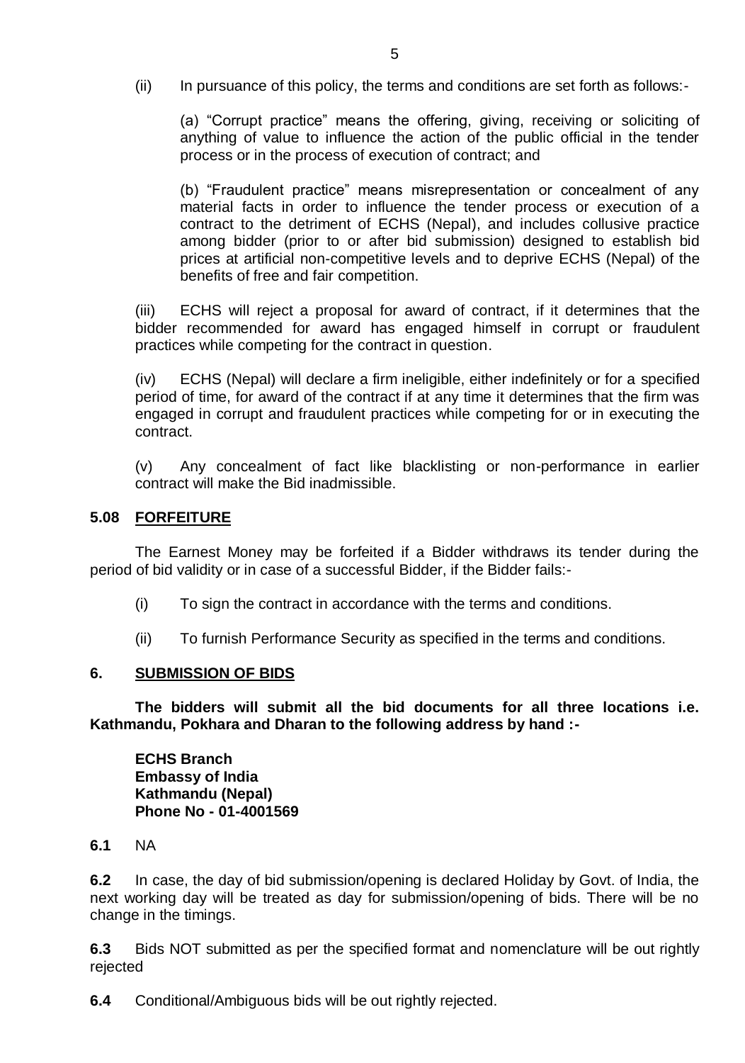(ii) In pursuance of this policy, the terms and conditions are set forth as follows:-

(a) "Corrupt practice" means the offering, giving, receiving or soliciting of anything of value to influence the action of the public official in the tender process or in the process of execution of contract; and

(b) "Fraudulent practice" means misrepresentation or concealment of any material facts in order to influence the tender process or execution of a contract to the detriment of ECHS (Nepal), and includes collusive practice among bidder (prior to or after bid submission) designed to establish bid prices at artificial non-competitive levels and to deprive ECHS (Nepal) of the benefits of free and fair competition.

(iii) ECHS will reject a proposal for award of contract, if it determines that the bidder recommended for award has engaged himself in corrupt or fraudulent practices while competing for the contract in question.

(iv) ECHS (Nepal) will declare a firm ineligible, either indefinitely or for a specified period of time, for award of the contract if at any time it determines that the firm was engaged in corrupt and fraudulent practices while competing for or in executing the contract.

(v) Any concealment of fact like blacklisting or non-performance in earlier contract will make the Bid inadmissible.

### 5.08 FORFEITURE

The Earnest Money may be forfeited if a Bidder withdraws its tender during the period of bid validity or in case of a successful Bidder, if the Bidder fails:-

(i) To sign the contract in accordance with the terms and conditions.

(ii) To furnish Performance Security as specified in the terms and conditions.

## 6. SUBMISSION OF BIDS

**The bidders will submit all the bid documents for all three locations i.e. Kathmandu, Pokhara and Dharan to the following address by hand :-**

**ECHS Branch**
**Embassy of India**
**Kathmandu (Nepal)**
**Phone No - 01-4001569**

**6.1** NA

**6.2** In case, the day of bid submission/opening is declared Holiday by Govt. of India, the next working day will be treated as day for submission/opening of bids. There will be no change in the timings.

**6.3** Bids NOT submitted as per the specified format and nomenclature will be out rightly rejected

**6.4** Conditional/Ambiguous bids will be out rightly rejected.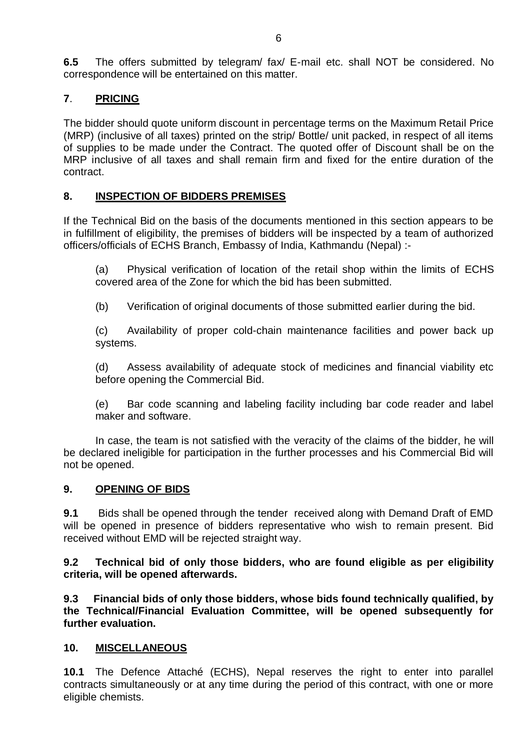**6.5** The offers submitted by telegram/ fax/ E-mail etc. shall NOT be considered. No correspondence will be entertained on this matter.

## **7**. **PRICING**

The bidder should quote uniform discount in percentage terms on the Maximum Retail Price (MRP) (inclusive of all taxes) printed on the strip/ Bottle/ unit packed, in respect of all items of supplies to be made under the Contract. The quoted offer of Discount shall be on the MRP inclusive of all taxes and shall remain firm and fixed for the entire duration of the contract.

## **8. INSPECTION OF BIDDERS PREMISES**

If the Technical Bid on the basis of the documents mentioned in this section appears to be in fulfillment of eligibility, the premises of bidders will be inspected by a team of authorized officers/officials of ECHS Branch, Embassy of India, Kathmandu (Nepal) :-

(a) Physical verification of location of the retail shop within the limits of ECHS covered area of the Zone for which the bid has been submitted.

(b) Verification of original documents of those submitted earlier during the bid.

(c) Availability of proper cold-chain maintenance facilities and power back up systems.

(d) Assess availability of adequate stock of medicines and financial viability etc before opening the Commercial Bid.

(e) Bar code scanning and labeling facility including bar code reader and label maker and software.

In case, the team is not satisfied with the veracity of the claims of the bidder, he will be declared ineligible for participation in the further processes and his Commercial Bid will not be opened.

## **9. OPENING OF BIDS**

**9.1** Bids shall be opened through the tender received along with Demand Draft of EMD will be opened in presence of bidders representative who wish to remain present. Bid received without EMD will be rejected straight way.

**9.2 Technical bid of only those bidders, who are found eligible as per eligibility criteria, will be opened afterwards.**

**9.3 Financial bids of only those bidders, whose bids found technically qualified, by the Technical/Financial Evaluation Committee, will be opened subsequently for further evaluation.**

## **10. MISCELLANEOUS**

**10.1** The Defence Attaché (ECHS), Nepal reserves the right to enter into parallel contracts simultaneously or at any time during the period of this contract, with one or more eligible chemists.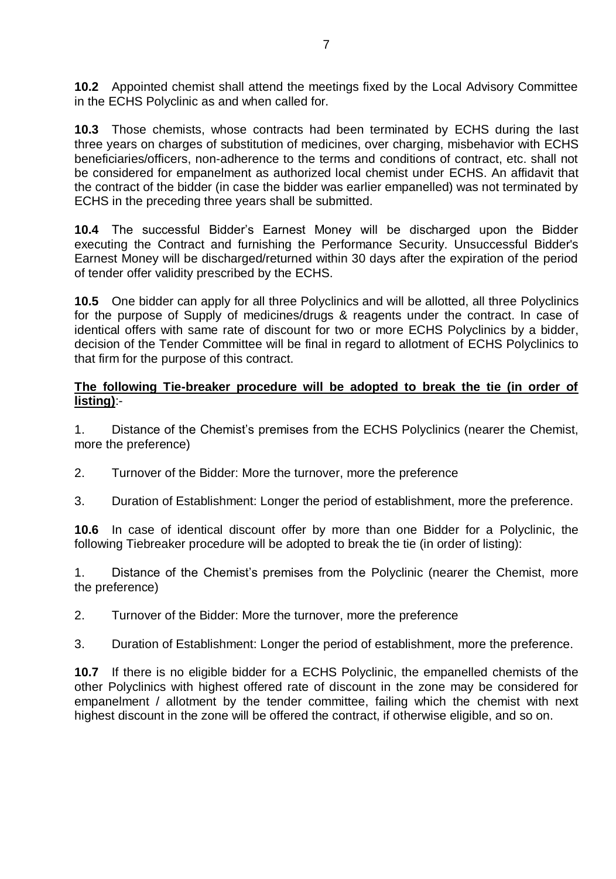**10.2** Appointed chemist shall attend the meetings fixed by the Local Advisory Committee in the ECHS Polyclinic as and when called for.

**10.3** Those chemists, whose contracts had been terminated by ECHS during the last three years on charges of substitution of medicines, over charging, misbehavior with ECHS beneficiaries/officers, non-adherence to the terms and conditions of contract, etc. shall not be considered for empanelment as authorized local chemist under ECHS. An affidavit that the contract of the bidder (in case the bidder was earlier empanelled) was not terminated by ECHS in the preceding three years shall be submitted.

**10.4** The successful Bidder's Earnest Money will be discharged upon the Bidder executing the Contract and furnishing the Performance Security. Unsuccessful Bidder's Earnest Money will be discharged/returned within 30 days after the expiration of the period of tender offer validity prescribed by the ECHS.

**10.5** One bidder can apply for all three Polyclinics and will be allotted, all three Polyclinics for the purpose of Supply of medicines/drugs & reagents under the contract. In case of identical offers with same rate of discount for two or more ECHS Polyclinics by a bidder, decision of the Tender Committee will be final in regard to allotment of ECHS Polyclinics to that firm for the purpose of this contract.

**The following Tie-breaker procedure will be adopted to break the tie (in order of listing)**:-

1. Distance of the Chemist's premises from the ECHS Polyclinics (nearer the Chemist, more the preference)

2. Turnover of the Bidder: More the turnover, more the preference

3. Duration of Establishment: Longer the period of establishment, more the preference.

**10.6** In case of identical discount offer by more than one Bidder for a Polyclinic, the following Tiebreaker procedure will be adopted to break the tie (in order of listing):

1. Distance of the Chemist's premises from the Polyclinic (nearer the Chemist, more the preference)

2. Turnover of the Bidder: More the turnover, more the preference

3. Duration of Establishment: Longer the period of establishment, more the preference.

**10.7** If there is no eligible bidder for a ECHS Polyclinic, the empanelled chemists of the other Polyclinics with highest offered rate of discount in the zone may be considered for empanelment / allotment by the tender committee, failing which the chemist with next highest discount in the zone will be offered the contract, if otherwise eligible, and so on.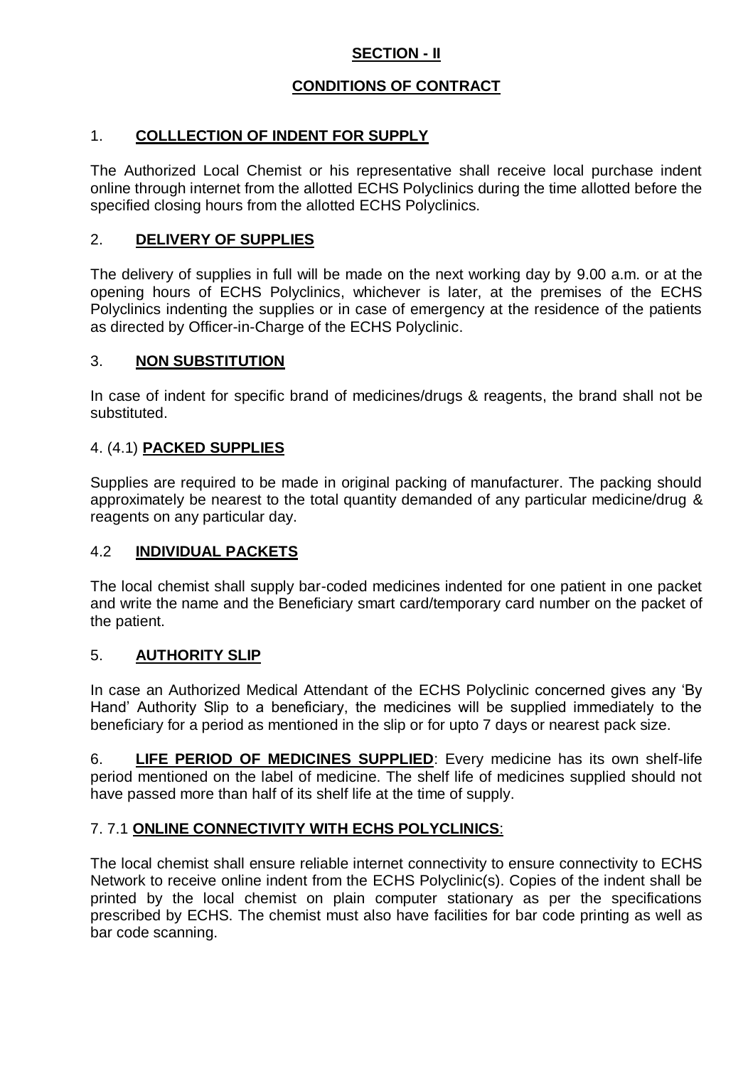## SECTION - II

## CONDITIONS OF CONTRACT

1. **COLLLECTION OF INDENT FOR SUPPLY**

The Authorized Local Chemist or his representative shall receive local purchase indent online through internet from the allotted ECHS Polyclinics during the time allotted before the specified closing hours from the allotted ECHS Polyclinics.

2. **DELIVERY OF SUPPLIES**

The delivery of supplies in full will be made on the next working day by 9.00 a.m. or at the opening hours of ECHS Polyclinics, whichever is later, at the premises of the ECHS Polyclinics indenting the supplies or in case of emergency at the residence of the patients as directed by Officer-in-Charge of the ECHS Polyclinic.

3. **NON SUBSTITUTION**

In case of indent for specific brand of medicines/drugs & reagents, the brand shall not be substituted.

4. (4.1) **PACKED SUPPLIES**

Supplies are required to be made in original packing of manufacturer. The packing should approximately be nearest to the total quantity demanded of any particular medicine/drug & reagents on any particular day.

4.2 **INDIVIDUAL PACKETS**

The local chemist shall supply bar-coded medicines indented for one patient in one packet and write the name and the Beneficiary smart card/temporary card number on the packet of the patient.

5. **AUTHORITY SLIP**

In case an Authorized Medical Attendant of the ECHS Polyclinic concerned gives any 'By Hand' Authority Slip to a beneficiary, the medicines will be supplied immediately to the beneficiary for a period as mentioned in the slip or for upto 7 days or nearest pack size.

6. **LIFE PERIOD OF MEDICINES SUPPLIED**: Every medicine has its own shelf-life period mentioned on the label of medicine. The shelf life of medicines supplied should not have passed more than half of its shelf life at the time of supply.

7. 7.1 **ONLINE CONNECTIVITY WITH ECHS POLYCLINICS**:

The local chemist shall ensure reliable internet connectivity to ensure connectivity to ECHS Network to receive online indent from the ECHS Polyclinic(s). Copies of the indent shall be printed by the local chemist on plain computer stationary as per the specifications prescribed by ECHS. The chemist must also have facilities for bar code printing as well as bar code scanning.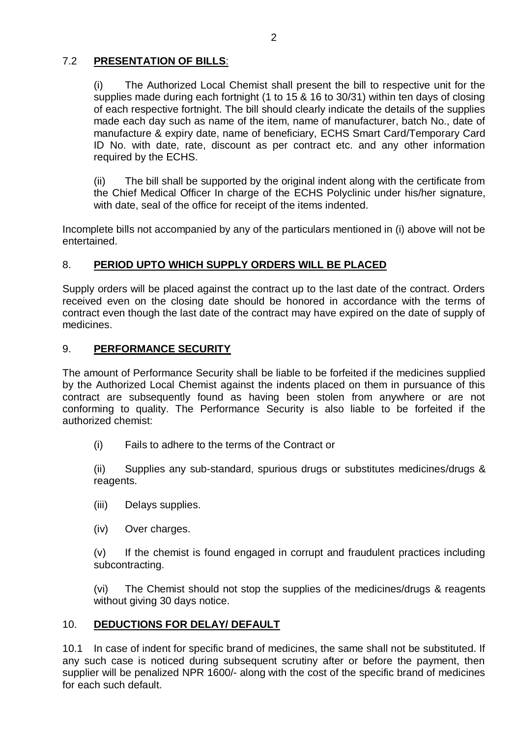### 7.2 **PRESENTATION OF BILLS**:

(i) The Authorized Local Chemist shall present the bill to respective unit for the supplies made during each fortnight (1 to 15 & 16 to 30/31) within ten days of closing of each respective fortnight. The bill should clearly indicate the details of the supplies made each day such as name of the item, name of manufacturer, batch No., date of manufacture & expiry date, name of beneficiary, ECHS Smart Card/Temporary Card ID No. with date, rate, discount as per contract etc. and any other information required by the ECHS.

(ii) The bill shall be supported by the original indent along with the certificate from the Chief Medical Officer In charge of the ECHS Polyclinic under his/her signature, with date, seal of the office for receipt of the items indented.

Incomplete bills not accompanied by any of the particulars mentioned in (i) above will not be entertained.

## 8. **PERIOD UPTO WHICH SUPPLY ORDERS WILL BE PLACED**

Supply orders will be placed against the contract up to the last date of the contract. Orders received even on the closing date should be honored in accordance with the terms of contract even though the last date of the contract may have expired on the date of supply of medicines.

## 9. **PERFORMANCE SECURITY**

The amount of Performance Security shall be liable to be forfeited if the medicines supplied by the Authorized Local Chemist against the indents placed on them in pursuance of this contract are subsequently found as having been stolen from anywhere or are not conforming to quality. The Performance Security is also liable to be forfeited if the authorized chemist:

(i) Fails to adhere to the terms of the Contract or

(ii) Supplies any sub-standard, spurious drugs or substitutes medicines/drugs & reagents.

(iii) Delays supplies.

(iv) Over charges.

(v) If the chemist is found engaged in corrupt and fraudulent practices including subcontracting.

(vi) The Chemist should not stop the supplies of the medicines/drugs & reagents without giving 30 days notice.

## 10. **DEDUCTIONS FOR DELAY/ DEFAULT**

10.1 In case of indent for specific brand of medicines, the same shall not be substituted. If any such case is noticed during subsequent scrutiny after or before the payment, then supplier will be penalized NPR 1600/- along with the cost of the specific brand of medicines for each such default.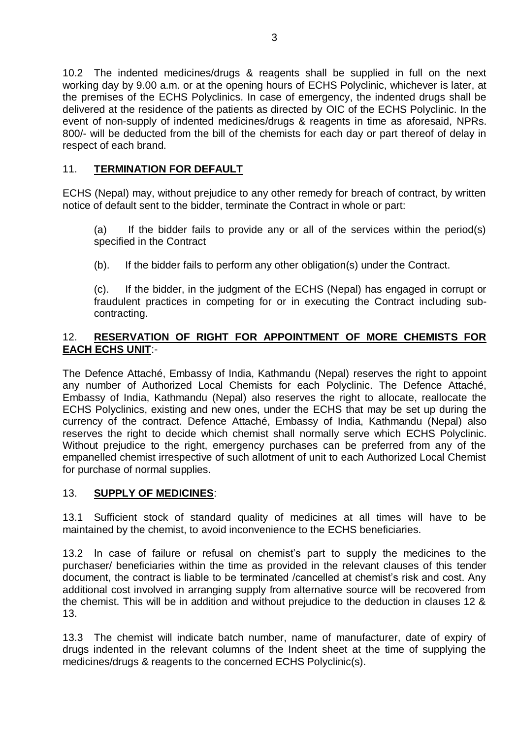10.2 The indented medicines/drugs & reagents shall be supplied in full on the next working day by 9.00 a.m. or at the opening hours of ECHS Polyclinic, whichever is later, at the premises of the ECHS Polyclinics. In case of emergency, the indented drugs shall be delivered at the residence of the patients as directed by OIC of the ECHS Polyclinic. In the event of non-supply of indented medicines/drugs & reagents in time as aforesaid, NPRs. 800/- will be deducted from the bill of the chemists for each day or part thereof of delay in respect of each brand.

## 11. **TERMINATION FOR DEFAULT**

ECHS (Nepal) may, without prejudice to any other remedy for breach of contract, by written notice of default sent to the bidder, terminate the Contract in whole or part:

(a) If the bidder fails to provide any or all of the services within the period(s) specified in the Contract

(b). If the bidder fails to perform any other obligation(s) under the Contract.

(c). If the bidder, in the judgment of the ECHS (Nepal) has engaged in corrupt or fraudulent practices in competing for or in executing the Contract including sub-contracting.

## 12. **RESERVATION OF RIGHT FOR APPOINTMENT OF MORE CHEMISTS FOR EACH ECHS UNIT**:-

The Defence Attaché, Embassy of India, Kathmandu (Nepal) reserves the right to appoint any number of Authorized Local Chemists for each Polyclinic. The Defence Attaché, Embassy of India, Kathmandu (Nepal) also reserves the right to allocate, reallocate the ECHS Polyclinics, existing and new ones, under the ECHS that may be set up during the currency of the contract. Defence Attaché, Embassy of India, Kathmandu (Nepal) also reserves the right to decide which chemist shall normally serve which ECHS Polyclinic. Without prejudice to the right, emergency purchases can be preferred from any of the empanelled chemist irrespective of such allotment of unit to each Authorized Local Chemist for purchase of normal supplies.

## 13. **SUPPLY OF MEDICINES**:

13.1 Sufficient stock of standard quality of medicines at all times will have to be maintained by the chemist, to avoid inconvenience to the ECHS beneficiaries.

13.2 In case of failure or refusal on chemist's part to supply the medicines to the purchaser/ beneficiaries within the time as provided in the relevant clauses of this tender document, the contract is liable to be terminated /cancelled at chemist's risk and cost. Any additional cost involved in arranging supply from alternative source will be recovered from the chemist. This will be in addition and without prejudice to the deduction in clauses 12 & 13.

13.3 The chemist will indicate batch number, name of manufacturer, date of expiry of drugs indented in the relevant columns of the Indent sheet at the time of supplying the medicines/drugs & reagents to the concerned ECHS Polyclinic(s).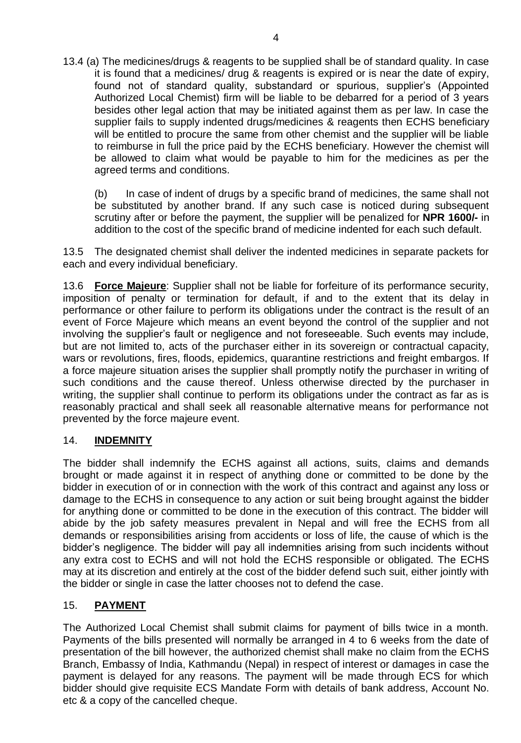13.4 (a) The medicines/drugs & reagents to be supplied shall be of standard quality. In case it is found that a medicines/ drug & reagents is expired or is near the date of expiry, found not of standard quality, substandard or spurious, supplier's (Appointed Authorized Local Chemist) firm will be liable to be debarred for a period of 3 years besides other legal action that may be initiated against them as per law. In case the supplier fails to supply indented drugs/medicines & reagents then ECHS beneficiary will be entitled to procure the same from other chemist and the supplier will be liable to reimburse in full the price paid by the ECHS beneficiary. However the chemist will be allowed to claim what would be payable to him for the medicines as per the agreed terms and conditions.

(b) In case of indent of drugs by a specific brand of medicines, the same shall not be substituted by another brand. If any such case is noticed during subsequent scrutiny after or before the payment, the supplier will be penalized for **NPR 1600/-** in addition to the cost of the specific brand of medicine indented for each such default.

13.5 The designated chemist shall deliver the indented medicines in separate packets for each and every individual beneficiary.

13.6 **Force Majeure**: Supplier shall not be liable for forfeiture of its performance security, imposition of penalty or termination for default, if and to the extent that its delay in performance or other failure to perform its obligations under the contract is the result of an event of Force Majeure which means an event beyond the control of the supplier and not involving the supplier's fault or negligence and not foreseeable. Such events may include, but are not limited to, acts of the purchaser either in its sovereign or contractual capacity, wars or revolutions, fires, floods, epidemics, quarantine restrictions and freight embargos. If a force majeure situation arises the supplier shall promptly notify the purchaser in writing of such conditions and the cause thereof. Unless otherwise directed by the purchaser in writing, the supplier shall continue to perform its obligations under the contract as far as is reasonably practical and shall seek all reasonable alternative means for performance not prevented by the force majeure event.

## 14. INDEMNITY

The bidder shall indemnify the ECHS against all actions, suits, claims and demands brought or made against it in respect of anything done or committed to be done by the bidder in execution of or in connection with the work of this contract and against any loss or damage to the ECHS in consequence to any action or suit being brought against the bidder for anything done or committed to be done in the execution of this contract. The bidder will abide by the job safety measures prevalent in Nepal and will free the ECHS from all demands or responsibilities arising from accidents or loss of life, the cause of which is the bidder's negligence. The bidder will pay all indemnities arising from such incidents without any extra cost to ECHS and will not hold the ECHS responsible or obligated. The ECHS may at its discretion and entirely at the cost of the bidder defend such suit, either jointly with the bidder or single in case the latter chooses not to defend the case.

## 15. PAYMENT

The Authorized Local Chemist shall submit claims for payment of bills twice in a month. Payments of the bills presented will normally be arranged in 4 to 6 weeks from the date of presentation of the bill however, the authorized chemist shall make no claim from the ECHS Branch, Embassy of India, Kathmandu (Nepal) in respect of interest or damages in case the payment is delayed for any reasons. The payment will be made through ECS for which bidder should give requisite ECS Mandate Form with details of bank address, Account No. etc & a copy of the cancelled cheque.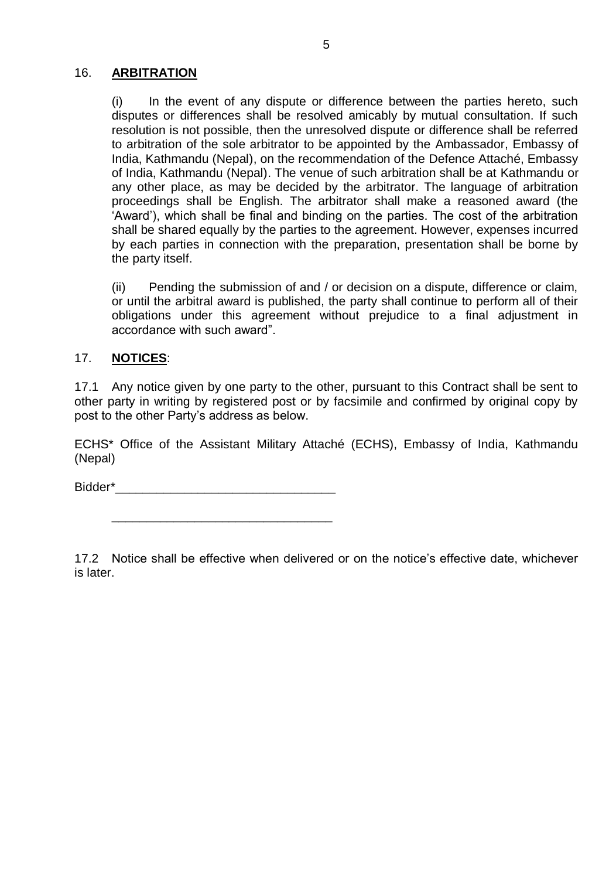16. **ARBITRATION**

(i) In the event of any dispute or difference between the parties hereto, such disputes or differences shall be resolved amicably by mutual consultation. If such resolution is not possible, then the unresolved dispute or difference shall be referred to arbitration of the sole arbitrator to be appointed by the Ambassador, Embassy of India, Kathmandu (Nepal), on the recommendation of the Defence Attaché, Embassy of India, Kathmandu (Nepal). The venue of such arbitration shall be at Kathmandu or any other place, as may be decided by the arbitrator. The language of arbitration proceedings shall be English. The arbitrator shall make a reasoned award (the 'Award'), which shall be final and binding on the parties. The cost of the arbitration shall be shared equally by the parties to the agreement. However, expenses incurred by each parties in connection with the preparation, presentation shall be borne by the party itself.

(ii) Pending the submission of and / or decision on a dispute, difference or claim, or until the arbitral award is published, the party shall continue to perform all of their obligations under this agreement without prejudice to a final adjustment in accordance with such award".

17. **NOTICES**:

17.1 Any notice given by one party to the other, pursuant to this Contract shall be sent to other party in writing by registered post or by facsimile and confirmed by original copy by post to the other Party's address as below.

ECHS* Office of the Assistant Military Attaché (ECHS), Embassy of India, Kathmandu (Nepal)

Bidder*________________________________

________________________________

17.2 Notice shall be effective when delivered or on the notice's effective date, whichever is later.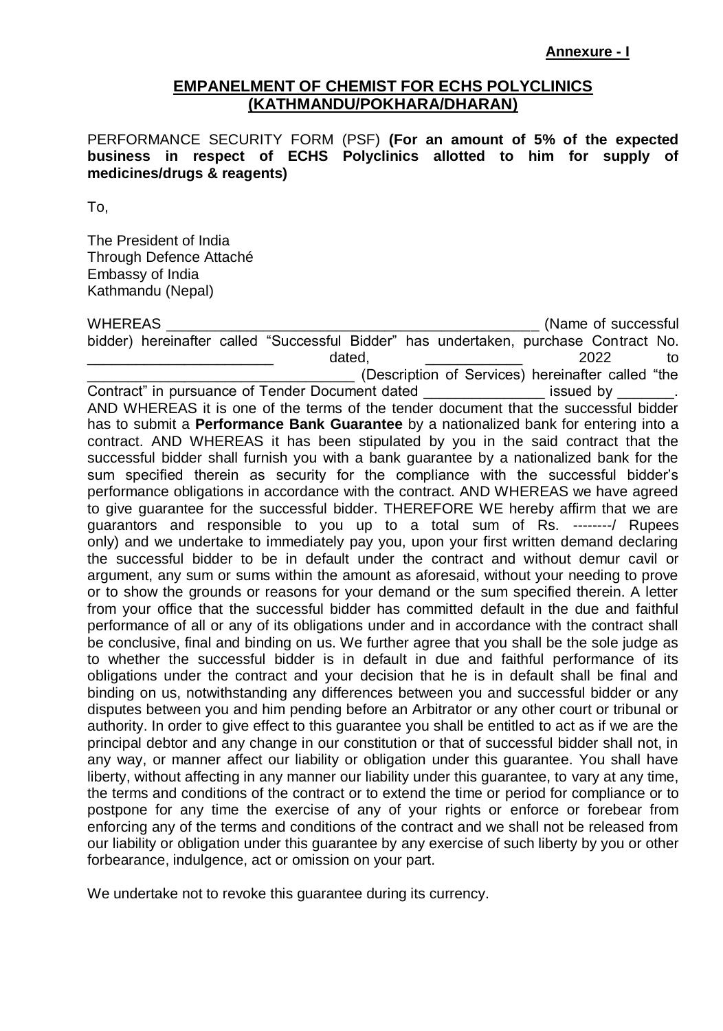**Annexure - I**

## EMPANELMENT OF CHEMIST FOR ECHS POLYCLINICS (KATHMANDU/POKHARA/DHARAN)

PERFORMANCE SECURITY FORM (PSF) **(For an amount of 5% of the expected business in respect of ECHS Polyclinics allotted to him for supply of medicines/drugs & reagents)**

To,

The President of India
Through Defence Attaché
Embassy of India
Kathmandu (Nepal)

WHEREAS ______________________________________________ (Name of successful bidder) hereinafter called "Successful Bidder" has undertaken, purchase Contract No. ______________________ dated, ____________ 2022 to ________________________________ (Description of Services) hereinafter called "the Contract" in pursuance of Tender Document dated _______________ issued by _______. AND WHEREAS it is one of the terms of the tender document that the successful bidder has to submit a **Performance Bank Guarantee** by a nationalized bank for entering into a contract. AND WHEREAS it has been stipulated by you in the said contract that the successful bidder shall furnish you with a bank guarantee by a nationalized bank for the sum specified therein as security for the compliance with the successful bidder's performance obligations in accordance with the contract. AND WHEREAS we have agreed to give guarantee for the successful bidder. THEREFORE WE hereby affirm that we are guarantors and responsible to you up to a total sum of Rs. --------/ Rupees only) and we undertake to immediately pay you, upon your first written demand declaring the successful bidder to be in default under the contract and without demur cavil or argument, any sum or sums within the amount as aforesaid, without your needing to prove or to show the grounds or reasons for your demand or the sum specified therein. A letter from your office that the successful bidder has committed default in the due and faithful performance of all or any of its obligations under and in accordance with the contract shall be conclusive, final and binding on us. We further agree that you shall be the sole judge as to whether the successful bidder is in default in due and faithful performance of its obligations under the contract and your decision that he is in default shall be final and binding on us, notwithstanding any differences between you and successful bidder or any disputes between you and him pending before an Arbitrator or any other court or tribunal or authority. In order to give effect to this guarantee you shall be entitled to act as if we are the principal debtor and any change in our constitution or that of successful bidder shall not, in any way, or manner affect our liability or obligation under this guarantee. You shall have liberty, without affecting in any manner our liability under this guarantee, to vary at any time, the terms and conditions of the contract or to extend the time or period for compliance or to postpone for any time the exercise of any of your rights or enforce or forebear from enforcing any of the terms and conditions of the contract and we shall not be released from our liability or obligation under this guarantee by any exercise of such liberty by you or other forbearance, indulgence, act or omission on your part.

We undertake not to revoke this guarantee during its currency.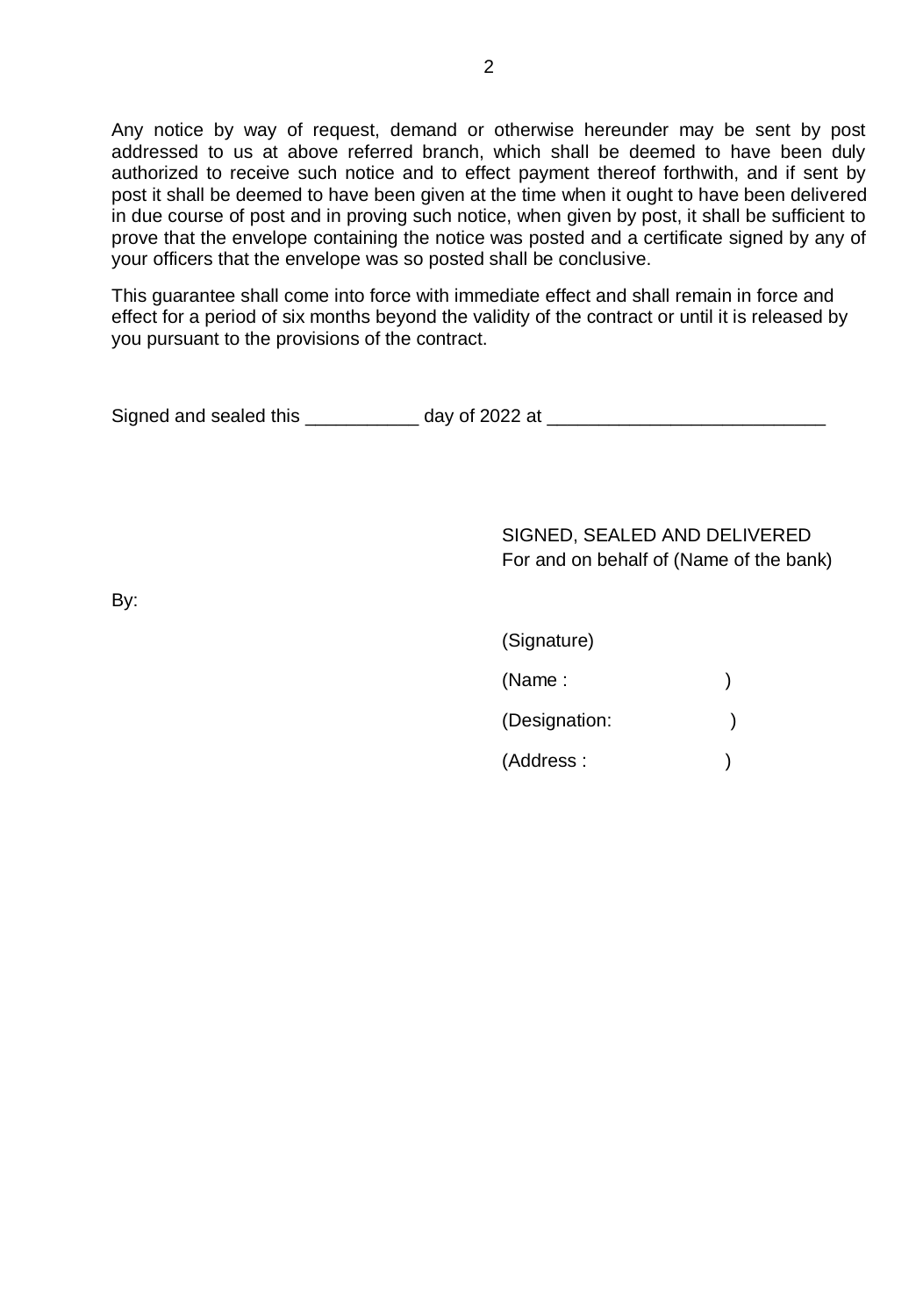Any notice by way of request, demand or otherwise hereunder may be sent by post addressed to us at above referred branch, which shall be deemed to have been duly authorized to receive such notice and to effect payment thereof forthwith, and if sent by post it shall be deemed to have been given at the time when it ought to have been delivered in due course of post and in proving such notice, when given by post, it shall be sufficient to prove that the envelope containing the notice was posted and a certificate signed by any of your officers that the envelope was so posted shall be conclusive.

This guarantee shall come into force with immediate effect and shall remain in force and effect for a period of six months beyond the validity of the contract or until it is released by you pursuant to the provisions of the contract.

Signed and sealed this ___________ day of 2022 at ___________________________

SIGNED, SEALED AND DELIVERED
For and on behalf of (Name of the bank)

By:

(Signature)

(Name : )

(Designation: )

(Address : )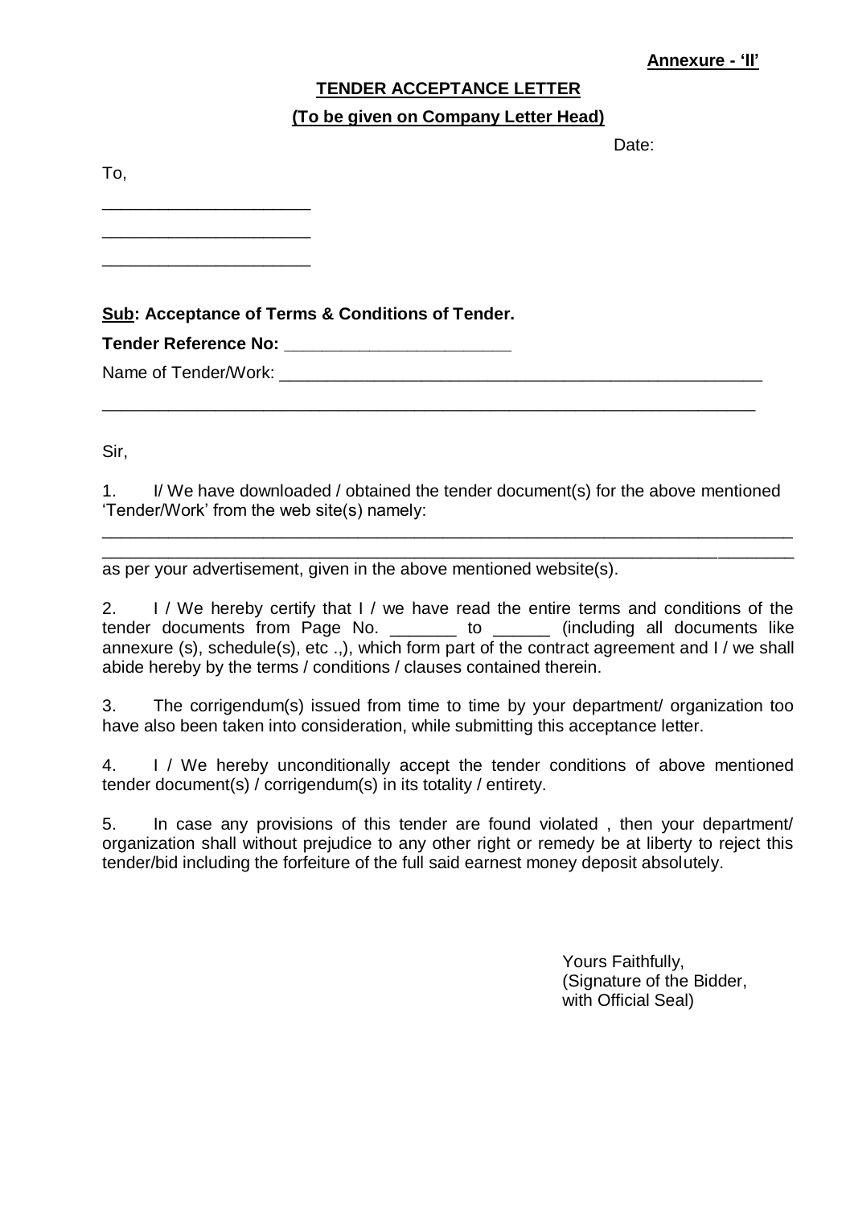**Annexure - 'II'**

**TENDER ACCEPTANCE LETTER**

**(To be given on Company Letter Head)**

Date:

To,

______________________

______________________

______________________

**Sub: Acceptance of Terms & Conditions of Tender.**

**Tender Reference No: ______________________**

Name of Tender/Work: ______________________________________________________

______________________________________________________________________

Sir,

1. I/ We have downloaded / obtained the tender document(s) for the above mentioned 'Tender/Work' from the web site(s) namely:

______________________________________________________________________

______________________________________________________________________

as per your advertisement, given in the above mentioned website(s).

2. I / We hereby certify that I / we have read the entire terms and conditions of the tender documents from Page No. _______ to ______ (including all documents like annexure (s), schedule(s), etc .,), which form part of the contract agreement and I / we shall abide hereby by the terms / conditions / clauses contained therein.

3. The corrigendum(s) issued from time to time by your department/ organization too have also been taken into consideration, while submitting this acceptance letter.

4. I / We hereby unconditionally accept the tender conditions of above mentioned tender document(s) / corrigendum(s) in its totality / entirety.

5. In case any provisions of this tender are found violated , then your department/ organization shall without prejudice to any other right or remedy be at liberty to reject this tender/bid including the forfeiture of the full said earnest money deposit absolutely.

Yours Faithfully,
(Signature of the Bidder,
with Official Seal)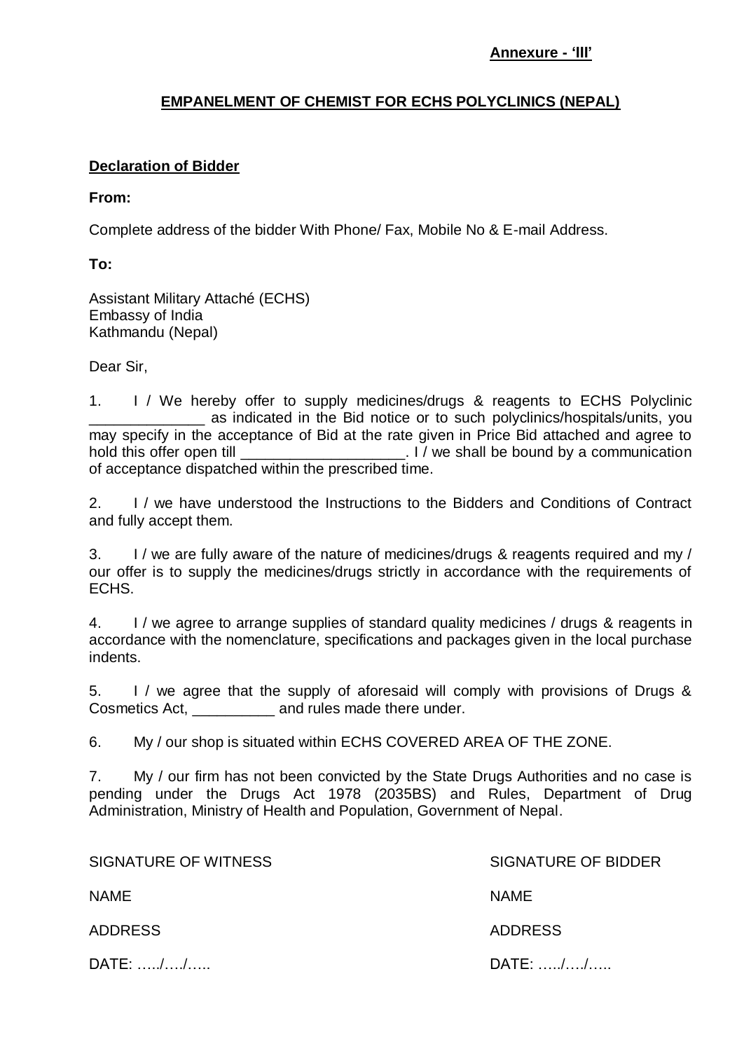**Annexure - 'III'**

**EMPANELMENT OF CHEMIST FOR ECHS POLYCLINICS (NEPAL)**

**Declaration of Bidder**

**From:**

Complete address of the bidder With Phone/ Fax, Mobile No & E-mail Address.

**To:**

Assistant Military Attaché (ECHS)
Embassy of India
Kathmandu (Nepal)

Dear Sir,

1. I / We hereby offer to supply medicines/drugs & reagents to ECHS Polyclinic ______________ as indicated in the Bid notice or to such polyclinics/hospitals/units, you may specify in the acceptance of Bid at the rate given in Price Bid attached and agree to hold this offer open till ____________________. I / we shall be bound by a communication of acceptance dispatched within the prescribed time.

2. I / we have understood the Instructions to the Bidders and Conditions of Contract and fully accept them.

3. I / we are fully aware of the nature of medicines/drugs & reagents required and my / our offer is to supply the medicines/drugs strictly in accordance with the requirements of ECHS.

4. I / we agree to arrange supplies of standard quality medicines / drugs & reagents in accordance with the nomenclature, specifications and packages given in the local purchase indents.

5. I / we agree that the supply of aforesaid will comply with provisions of Drugs & Cosmetics Act, __________ and rules made there under.

6. My / our shop is situated within ECHS COVERED AREA OF THE ZONE.

7. My / our firm has not been convicted by the State Drugs Authorities and no case is pending under the Drugs Act 1978 (2035BS) and Rules, Department of Drug Administration, Ministry of Health and Population, Government of Nepal.

SIGNATURE OF WITNESS

NAME

ADDRESS

DATE: …../…./…..

SIGNATURE OF BIDDER

NAME

ADDRESS

DATE: …../…./…..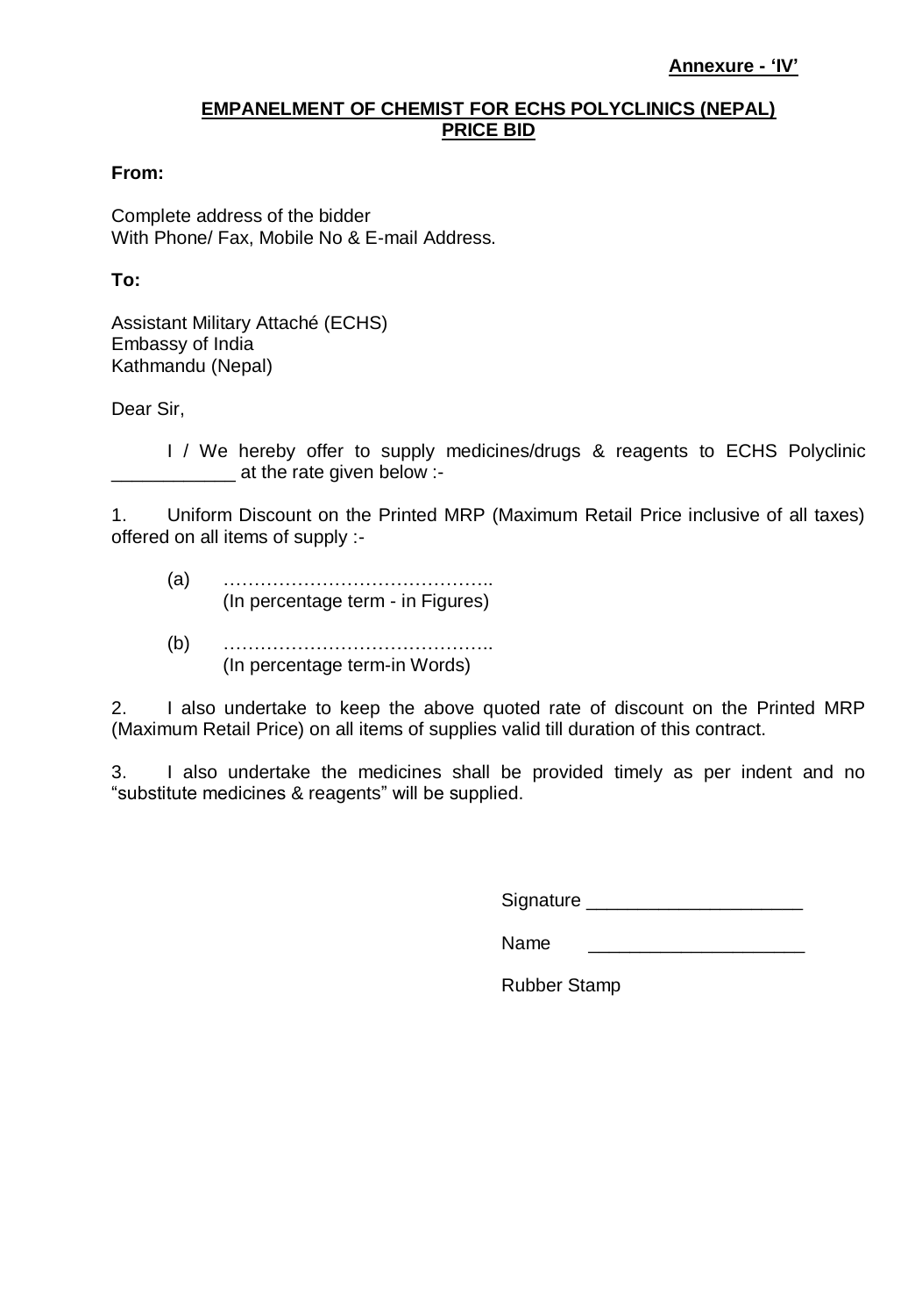**Annexure - 'IV'**

**EMPANELMENT OF CHEMIST FOR ECHS POLYCLINICS (NEPAL)**
**PRICE BID**

**From:**

Complete address of the bidder
With Phone/ Fax, Mobile No & E-mail Address.

**To:**

Assistant Military Attaché (ECHS)
Embassy of India
Kathmandu (Nepal)

Dear Sir,

I / We hereby offer to supply medicines/drugs & reagents to ECHS Polyclinic ____________ at the rate given below :-

1. Uniform Discount on the Printed MRP (Maximum Retail Price inclusive of all taxes) offered on all items of supply :-

   (a) ……………………………………..
   (In percentage term - in Figures)

   (b) ……………………………………..
   (In percentage term-in Words)

2. I also undertake to keep the above quoted rate of discount on the Printed MRP (Maximum Retail Price) on all items of supplies valid till duration of this contract.

3. I also undertake the medicines shall be provided timely as per indent and no "substitute medicines & reagents" will be supplied.

Signature ____________________

Name ____________________

Rubber Stamp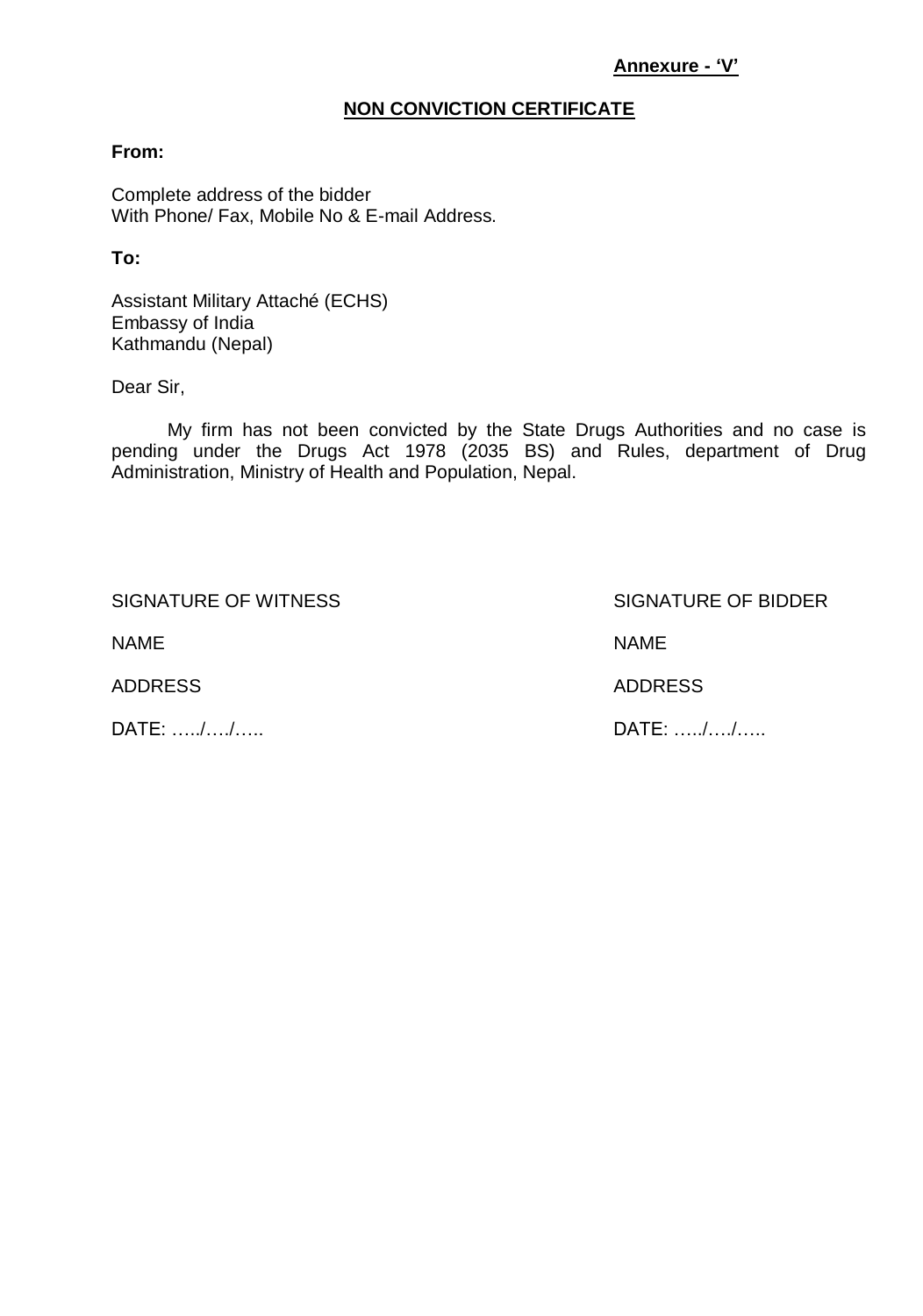**Annexure - 'V'**

## NON CONVICTION CERTIFICATE

**From:**

Complete address of the bidder
With Phone/ Fax, Mobile No & E-mail Address.

**To:**

Assistant Military Attaché (ECHS)
Embassy of India
Kathmandu (Nepal)

Dear Sir,

My firm has not been convicted by the State Drugs Authorities and no case is pending under the Drugs Act 1978 (2035 BS) and Rules, department of Drug Administration, Ministry of Health and Population, Nepal.

| | |
|---|---|
| SIGNATURE OF WITNESS | SIGNATURE OF BIDDER |
| NAME | NAME |
| ADDRESS | ADDRESS |
| DATE: …../…./….. | DATE: …../…./….. |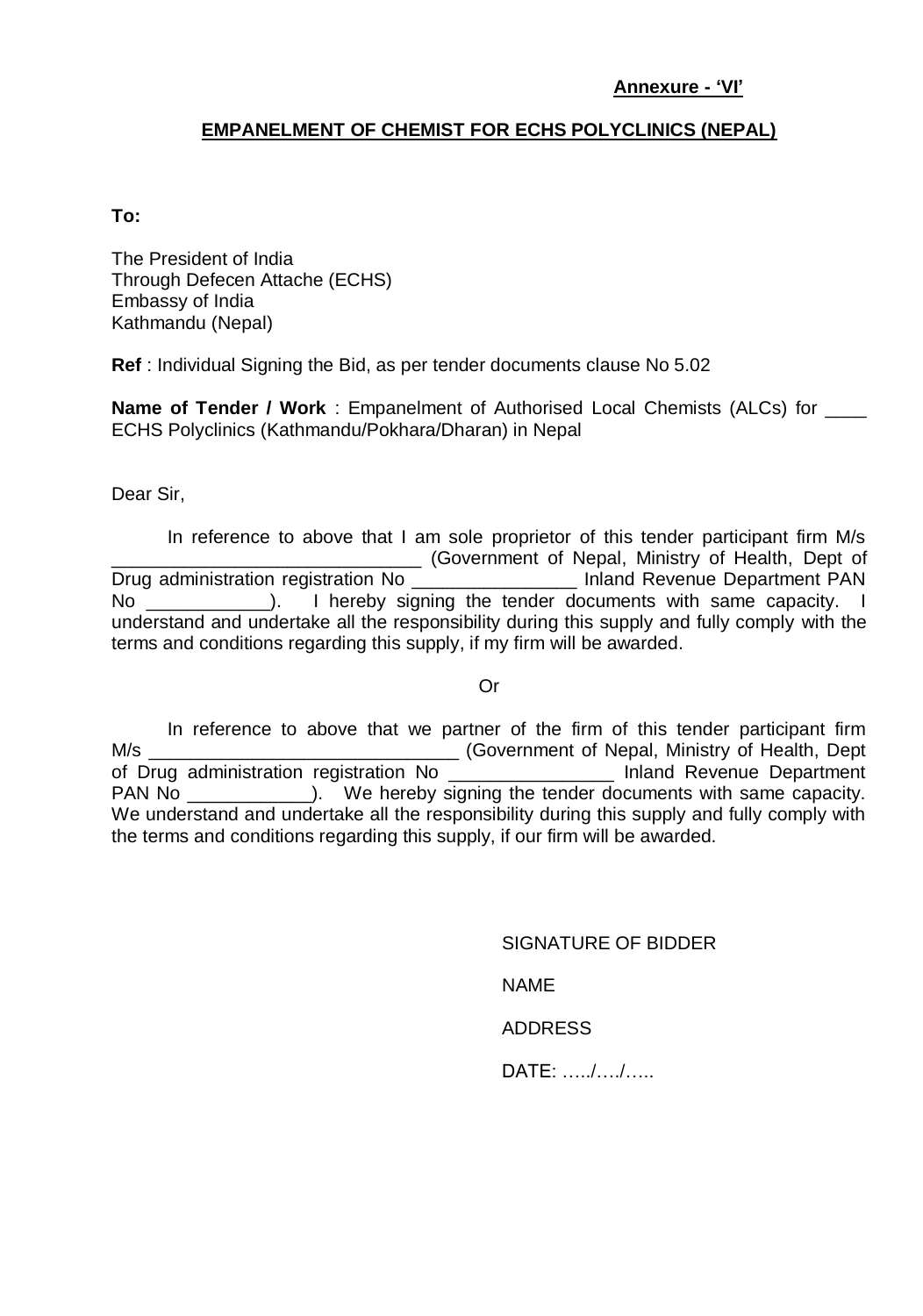**Annexure - 'VI'**

**EMPANELMENT OF CHEMIST FOR ECHS POLYCLINICS (NEPAL)**

**To:**

The President of India
Through Defecen Attache (ECHS)
Embassy of India
Kathmandu (Nepal)

**Ref** : Individual Signing the Bid, as per tender documents clause No 5.02

**Name of Tender / Work** : Empanelment of Authorised Local Chemists (ALCs) for ____ ECHS Polyclinics (Kathmandu/Pokhara/Dharan) in Nepal

Dear Sir,

In reference to above that I am sole proprietor of this tender participant firm M/s ______________________________ (Government of Nepal, Ministry of Health, Dept of Drug administration registration No ________________ Inland Revenue Department PAN No ____________). I hereby signing the tender documents with same capacity. I understand and undertake all the responsibility during this supply and fully comply with the terms and conditions regarding this supply, if my firm will be awarded.

Or

In reference to above that we partner of the firm of this tender participant firm M/s ______________________________ (Government of Nepal, Ministry of Health, Dept of Drug administration registration No ________________ Inland Revenue Department PAN No ____________). We hereby signing the tender documents with same capacity. We understand and undertake all the responsibility during this supply and fully comply with the terms and conditions regarding this supply, if our firm will be awarded.

SIGNATURE OF BIDDER

NAME

ADDRESS

DATE: …../…./…..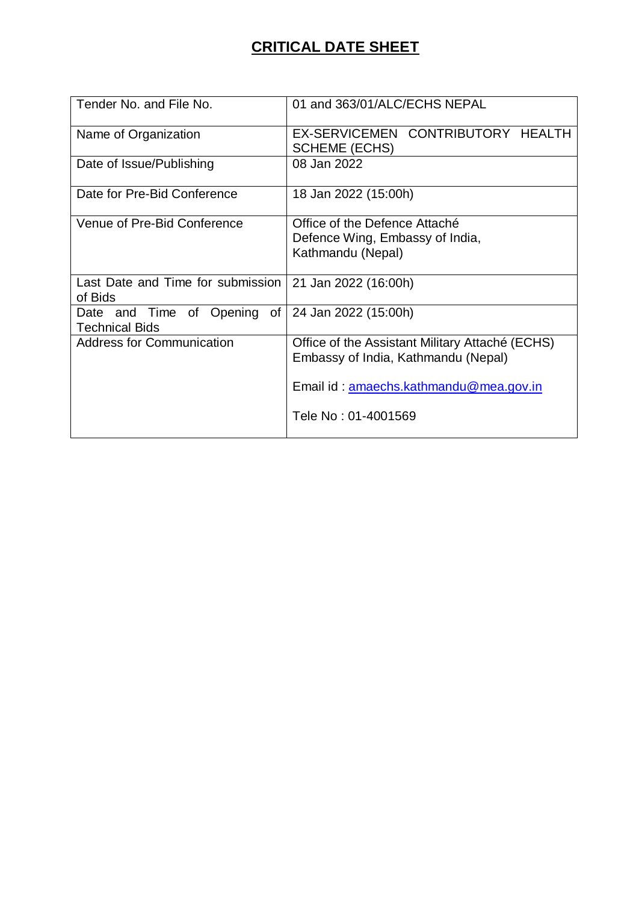# CRITICAL DATE SHEET

| Tender No. and File No. | 01 and 363/01/ALC/ECHS NEPAL |
|---|---|
| Name of Organization | EX-SERVICEMEN CONTRIBUTORY HEALTH SCHEME (ECHS) |
| Date of Issue/Publishing | 08 Jan 2022 |
| Date for Pre-Bid Conference | 18 Jan 2022 (15:00h) |
| Venue of Pre-Bid Conference | Office of the Defence Attaché<br>Defence Wing, Embassy of India,<br>Kathmandu (Nepal) |
| Last Date and Time for submission of Bids | 21 Jan 2022 (16:00h) |
| Date and Time of Opening of Technical Bids | 24 Jan 2022 (15:00h) |
| Address for Communication | Office of the Assistant Military Attaché (ECHS)<br>Embassy of India, Kathmandu (Nepal)<br><br>Email id : amaechs.kathmandu@mea.gov.in<br><br>Tele No : 01-4001569 |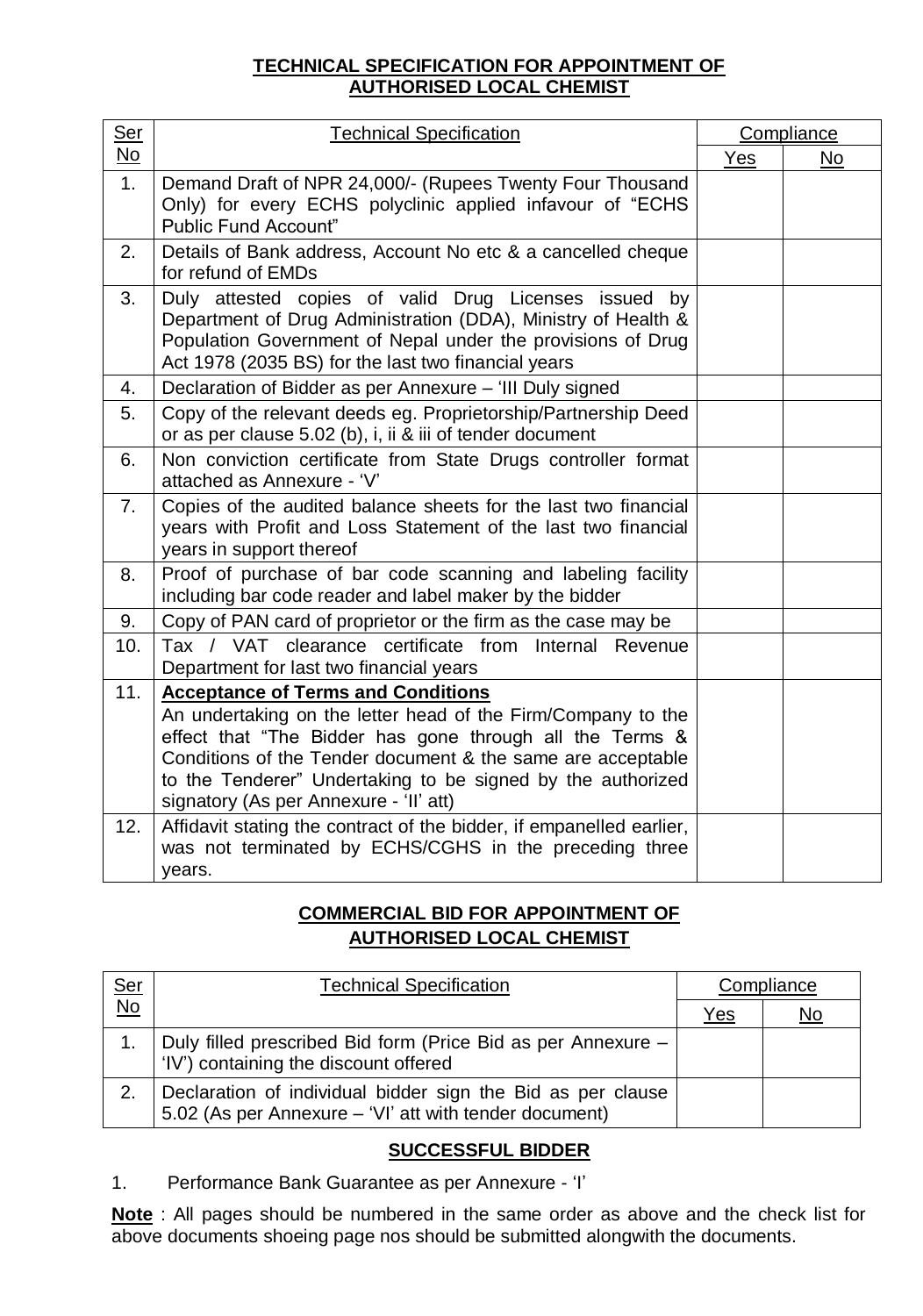## TECHNICAL SPECIFICATION FOR APPOINTMENT OF AUTHORISED LOCAL CHEMIST

| Ser No | Technical Specification | Compliance | |
|---|---|---|---|
| | | Yes | No |
| 1. | Demand Draft of NPR 24,000/- (Rupees Twenty Four Thousand Only) for every ECHS polyclinic applied infavour of "ECHS Public Fund Account" | | |
| 2. | Details of Bank address, Account No etc & a cancelled cheque for refund of EMDs | | |
| 3. | Duly attested copies of valid Drug Licenses issued by Department of Drug Administration (DDA), Ministry of Health & Population Government of Nepal under the provisions of Drug Act 1978 (2035 BS) for the last two financial years | | |
| 4. | Declaration of Bidder as per Annexure – 'III Duly signed | | |
| 5. | Copy of the relevant deeds eg. Proprietorship/Partnership Deed or as per clause 5.02 (b), i, ii & iii of tender document | | |
| 6. | Non conviction certificate from State Drugs controller format attached as Annexure - 'V' | | |
| 7. | Copies of the audited balance sheets for the last two financial years with Profit and Loss Statement of the last two financial years in support thereof | | |
| 8. | Proof of purchase of bar code scanning and labeling facility including bar code reader and label maker by the bidder | | |
| 9. | Copy of PAN card of proprietor or the firm as the case may be | | |
| 10. | Tax / VAT clearance certificate from Internal Revenue Department for last two financial years | | |
| 11. | **Acceptance of Terms and Conditions** An undertaking on the letter head of the Firm/Company to the effect that "The Bidder has gone through all the Terms & Conditions of the Tender document & the same are acceptable to the Tenderer" Undertaking to be signed by the authorized signatory (As per Annexure - 'II' att) | | |
| 12. | Affidavit stating the contract of the bidder, if empanelled earlier, was not terminated by ECHS/CGHS in the preceding three years. | | |

## COMMERCIAL BID FOR APPOINTMENT OF AUTHORISED LOCAL CHEMIST

| Ser No | Technical Specification | Compliance | |
|---|---|---|---|
| | | Yes | No |
| 1. | Duly filled prescribed Bid form (Price Bid as per Annexure – 'IV') containing the discount offered | | |
| 2. | Declaration of individual bidder sign the Bid as per clause 5.02 (As per Annexure – 'VI' att with tender document) | | |

## SUCCESSFUL BIDDER

1. Performance Bank Guarantee as per Annexure - 'I'

**Note** : All pages should be numbered in the same order as above and the check list for above documents shoeing page nos should be submitted alongwith the documents.